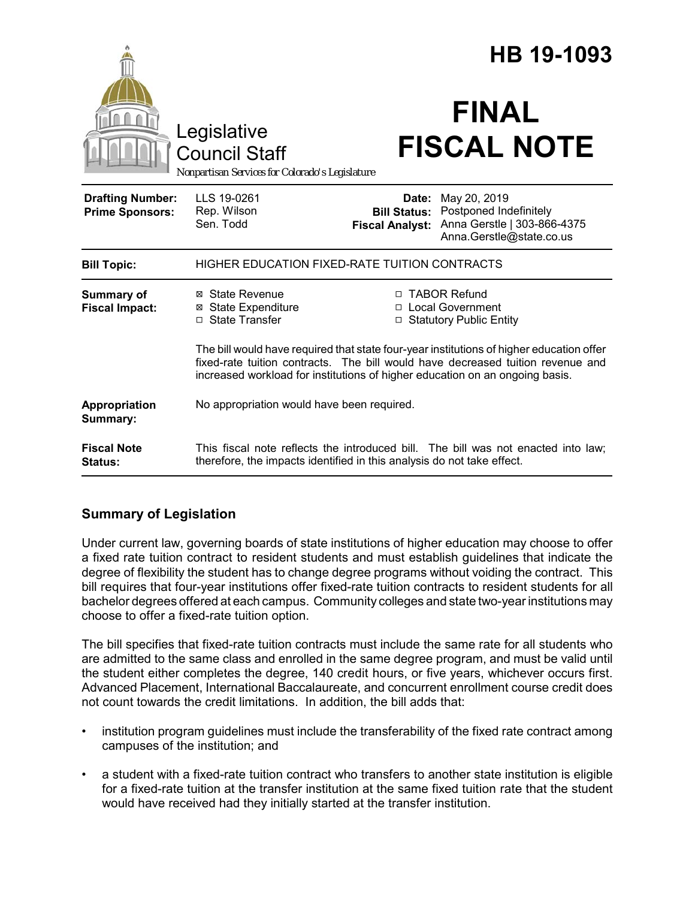# HB 19-1093

Legislative Council Staff

*Nonpartisan Services for Colorado's Legislature*

# FINAL FISCAL NOTE

| | | | |
|---|---|---|---|
| **Drafting Number:** | LLS 19-0261 | **Date:** | May 20, 2019 |
| **Prime Sponsors:** | Rep. Wilson<br>Sen. Todd | **Bill Status:** | Postponed Indefinitely |
| | | **Fiscal Analyst:** | Anna Gerstle \| 303-866-4375<br>Anna.Gerstle@state.co.us |

| | |
|---|---|
| **Bill Topic:** | HIGHER EDUCATION FIXED-RATE TUITION CONTRACTS |
| **Summary of Fiscal Impact:** | ☒ State Revenue<br>☒ State Expenditure<br>☐ State Transfer<br>☐ TABOR Refund<br>☐ Local Government<br>☐ Statutory Public Entity<br><br>The bill would have required that state four-year institutions of higher education offer fixed-rate tuition contracts. The bill would have decreased tuition revenue and increased workload for institutions of higher education on an ongoing basis. |
| **Appropriation Summary:** | No appropriation would have been required. |
| **Fiscal Note Status:** | This fiscal note reflects the introduced bill. The bill was not enacted into law; therefore, the impacts identified in this analysis do not take effect. |

## Summary of Legislation

Under current law, governing boards of state institutions of higher education may choose to offer a fixed rate tuition contract to resident students and must establish guidelines that indicate the degree of flexibility the student has to change degree programs without voiding the contract. This bill requires that four-year institutions offer fixed-rate tuition contracts to resident students for all bachelor degrees offered at each campus. Community colleges and state two-year institutions may choose to offer a fixed-rate tuition option.

The bill specifies that fixed-rate tuition contracts must include the same rate for all students who are admitted to the same class and enrolled in the same degree program, and must be valid until the student either completes the degree, 140 credit hours, or five years, whichever occurs first. Advanced Placement, International Baccalaureate, and concurrent enrollment course credit does not count towards the credit limitations. In addition, the bill adds that:

- institution program guidelines must include the transferability of the fixed rate contract among campuses of the institution; and
- a student with a fixed-rate tuition contract who transfers to another state institution is eligible for a fixed-rate tuition at the transfer institution at the same fixed tuition rate that the student would have received had they initially started at the transfer institution.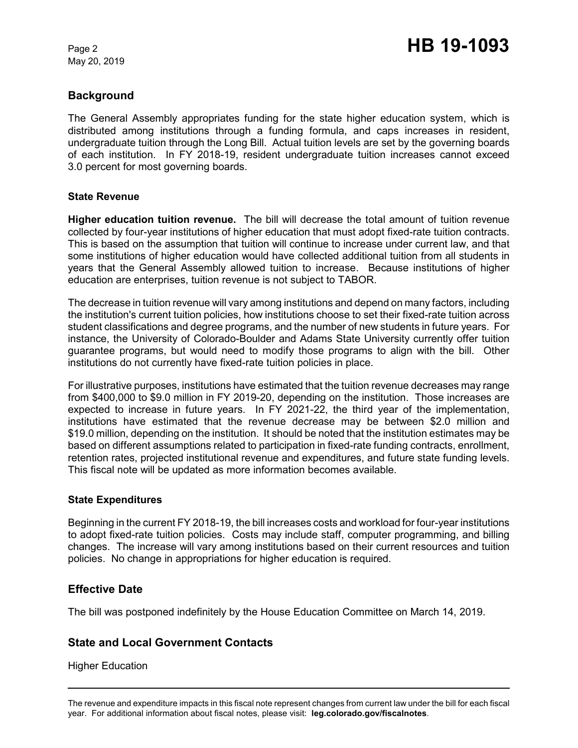## Background

The General Assembly appropriates funding for the state higher education system, which is distributed among institutions through a funding formula, and caps increases in resident, undergraduate tuition through the Long Bill. Actual tuition levels are set by the governing boards of each institution. In FY 2018-19, resident undergraduate tuition increases cannot exceed 3.0 percent for most governing boards.

### State Revenue

**Higher education tuition revenue.** The bill will decrease the total amount of tuition revenue collected by four-year institutions of higher education that must adopt fixed-rate tuition contracts. This is based on the assumption that tuition will continue to increase under current law, and that some institutions of higher education would have collected additional tuition from all students in years that the General Assembly allowed tuition to increase. Because institutions of higher education are enterprises, tuition revenue is not subject to TABOR.

The decrease in tuition revenue will vary among institutions and depend on many factors, including the institution's current tuition policies, how institutions choose to set their fixed-rate tuition across student classifications and degree programs, and the number of new students in future years. For instance, the University of Colorado-Boulder and Adams State University currently offer tuition guarantee programs, but would need to modify those programs to align with the bill. Other institutions do not currently have fixed-rate tuition policies in place.

For illustrative purposes, institutions have estimated that the tuition revenue decreases may range from $400,000 to $9.0 million in FY 2019-20, depending on the institution. Those increases are expected to increase in future years. In FY 2021-22, the third year of the implementation, institutions have estimated that the revenue decrease may be between $2.0 million and $19.0 million, depending on the institution. It should be noted that the institution estimates may be based on different assumptions related to participation in fixed-rate funding contracts, enrollment, retention rates, projected institutional revenue and expenditures, and future state funding levels. This fiscal note will be updated as more information becomes available.

### State Expenditures

Beginning in the current FY 2018-19, the bill increases costs and workload for four-year institutions to adopt fixed-rate tuition policies. Costs may include staff, computer programming, and billing changes. The increase will vary among institutions based on their current resources and tuition policies. No change in appropriations for higher education is required.

## Effective Date

The bill was postponed indefinitely by the House Education Committee on March 14, 2019.

## State and Local Government Contacts

Higher Education

---

The revenue and expenditure impacts in this fiscal note represent changes from current law under the bill for each fiscal year. For additional information about fiscal notes, please visit: **leg.colorado.gov/fiscalnotes**.